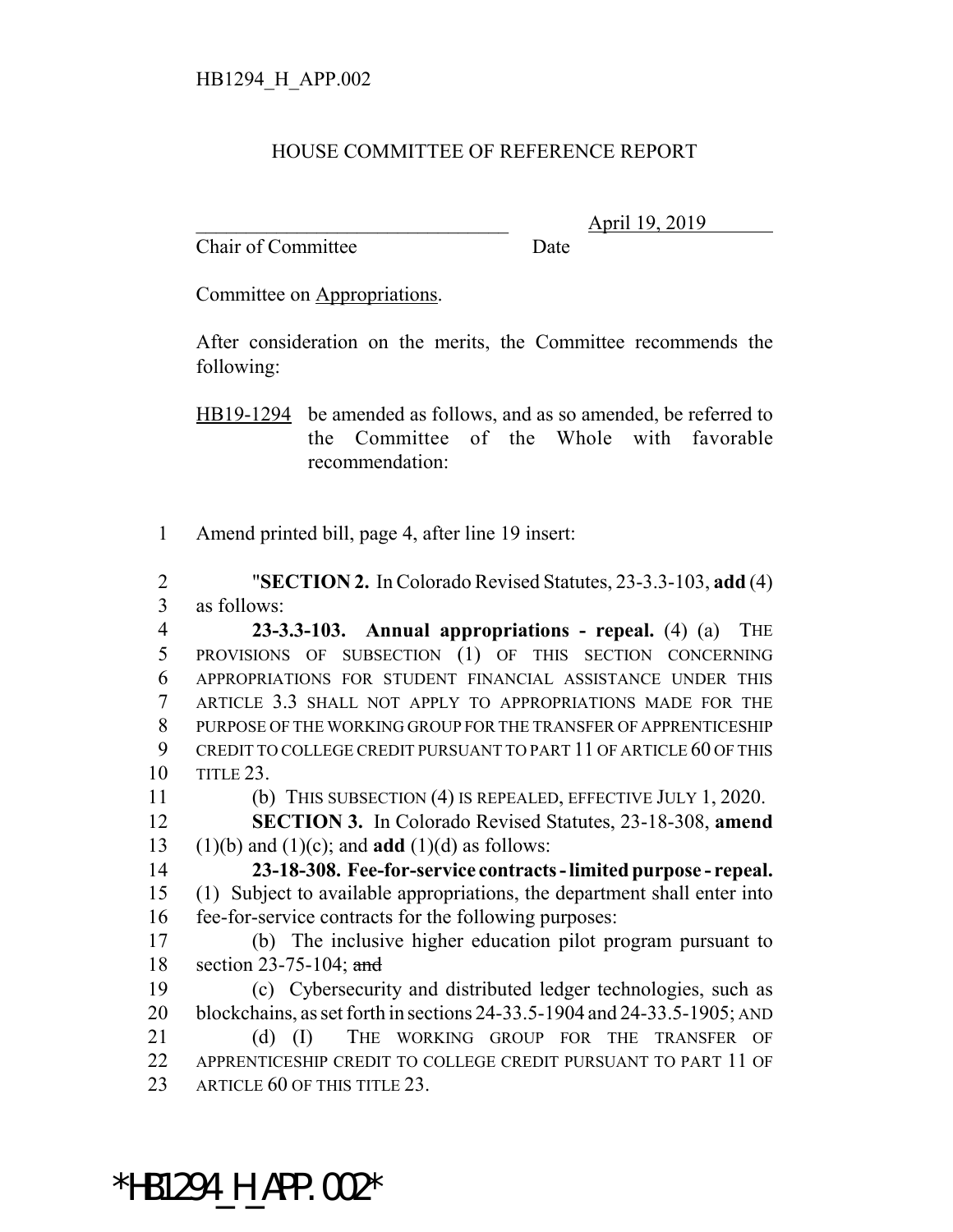HB1294_H_APP.002

HOUSE COMMITTEE OF REFERENCE REPORT

________________________________ April 19, 2019
Chair of Committee Date

Committee on Appropriations.

After consideration on the merits, the Committee recommends the following:

HB19-1294 be amended as follows, and as so amended, be referred to the Committee of the Whole with favorable recommendation:

1 Amend printed bill, page 4, after line 19 insert:

2 "**SECTION 2.** In Colorado Revised Statutes, 23-3.3-103, **add** (4)
3 as follows:

4 **23-3.3-103. Annual appropriations - repeal.** (4) (a) THE
5 PROVISIONS OF SUBSECTION (1) OF THIS SECTION CONCERNING
6 APPROPRIATIONS FOR STUDENT FINANCIAL ASSISTANCE UNDER THIS
7 ARTICLE 3.3 SHALL NOT APPLY TO APPROPRIATIONS MADE FOR THE
8 PURPOSE OF THE WORKING GROUP FOR THE TRANSFER OF APPRENTICESHIP
9 CREDIT TO COLLEGE CREDIT PURSUANT TO PART 11 OF ARTICLE 60 OF THIS
10 TITLE 23.

11 (b) THIS SUBSECTION (4) IS REPEALED, EFFECTIVE JULY 1, 2020.

12 **SECTION 3.** In Colorado Revised Statutes, 23-18-308, **amend**
13 (1)(b) and (1)(c); and **add** (1)(d) as follows:

14 **23-18-308. Fee-for-service contracts - limited purpose - repeal.**
15 (1) Subject to available appropriations, the department shall enter into
16 fee-for-service contracts for the following purposes:

17 (b) The inclusive higher education pilot program pursuant to
18 section 23-75-104; ~~and~~

19 (c) Cybersecurity and distributed ledger technologies, such as
20 blockchains, as set forth in sections 24-33.5-1904 and 24-33.5-1905; AND

21 (d) (I) THE WORKING GROUP FOR THE TRANSFER OF
22 APPRENTICESHIP CREDIT TO COLLEGE CREDIT PURSUANT TO PART 11 OF
23 ARTICLE 60 OF THIS TITLE 23.

*HB1294_H_APP.002*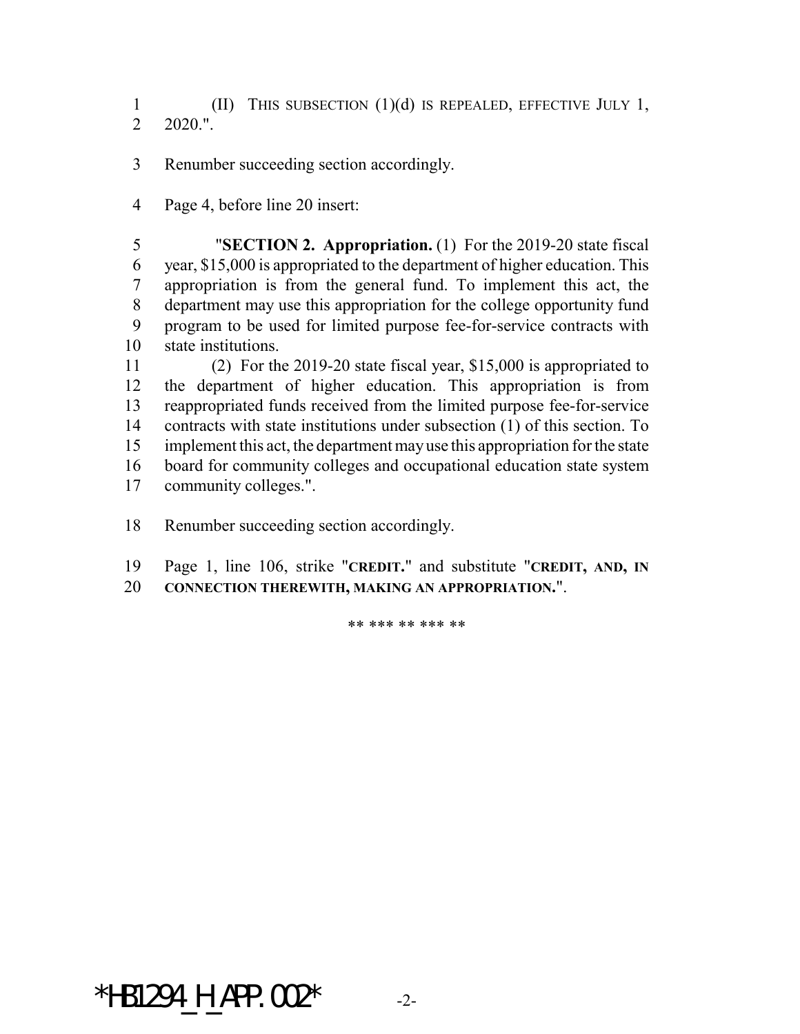(II) THIS SUBSECTION (1)(d) IS REPEALED, EFFECTIVE JULY 1, 2020.".

Renumber succeeding section accordingly.

Page 4, before line 20 insert:

"**SECTION 2. Appropriation.** (1) For the 2019-20 state fiscal year, $15,000 is appropriated to the department of higher education. This appropriation is from the general fund. To implement this act, the department may use this appropriation for the college opportunity fund program to be used for limited purpose fee-for-service contracts with state institutions.

(2) For the 2019-20 state fiscal year, $15,000 is appropriated to the department of higher education. This appropriation is from reappropriated funds received from the limited purpose fee-for-service contracts with state institutions under subsection (1) of this section. To implement this act, the department may use this appropriation for the state board for community colleges and occupational education state system community colleges.".

Renumber succeeding section accordingly.

Page 1, line 106, strike "**CREDIT.**" and substitute "**CREDIT, AND, IN CONNECTION THEREWITH, MAKING AN APPROPRIATION.**".

** *** ** *** **